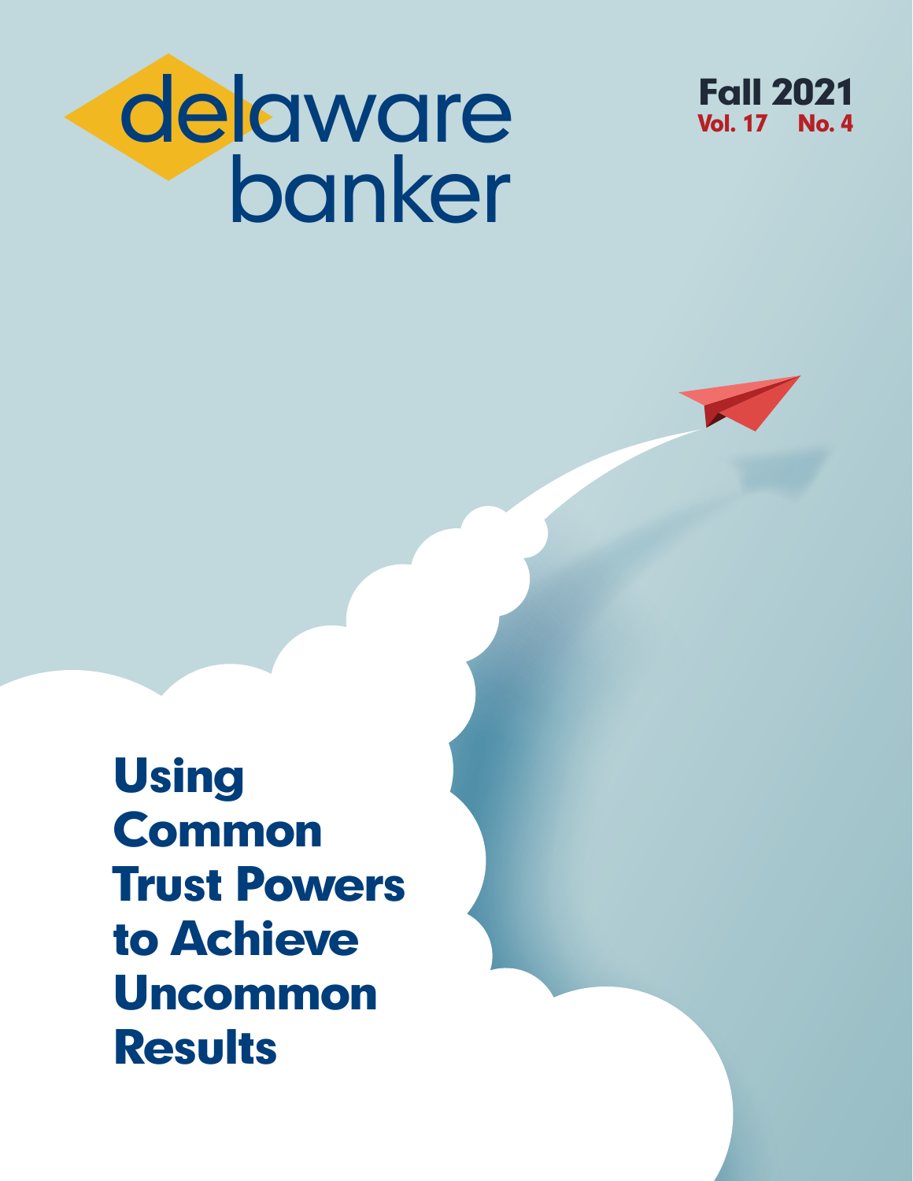# delaware banker

**Fall 2021**
**Vol. 17 No. 4**

# Using Common Trust Powers to Achieve Uncommon Results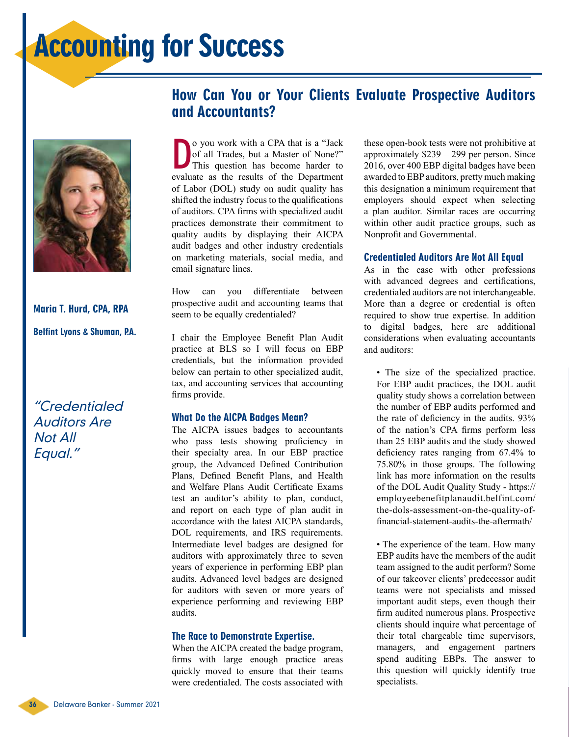# Accounting for Success

## How Can You or Your Clients Evaluate Prospective Auditors and Accountants?

**Maria T. Hurd, CPA, RPA**

**Belfint Lyons & Shuman, P.A.**

*"Credentialed Auditors Are Not All Equal."*

Do you work with a CPA that is a "Jack of all Trades, but a Master of None?" This question has become harder to evaluate as the results of the Department of Labor (DOL) study on audit quality has shifted the industry focus to the qualifications of auditors. CPA firms with specialized audit practices demonstrate their commitment to quality audits by displaying their AICPA audit badges and other industry credentials on marketing materials, social media, and email signature lines.

How can you differentiate between prospective audit and accounting teams that seem to be equally credentialed?

I chair the Employee Benefit Plan Audit practice at BLS so I will focus on EBP credentials, but the information provided below can pertain to other specialized audit, tax, and accounting services that accounting firms provide.

### What Do the AICPA Badges Mean?

The AICPA issues badges to accountants who pass tests showing proficiency in their specialty area. In our EBP practice group, the Advanced Defined Contribution Plans, Defined Benefit Plans, and Health and Welfare Plans Audit Certificate Exams test an auditor's ability to plan, conduct, and report on each type of plan audit in accordance with the latest AICPA standards, DOL requirements, and IRS requirements. Intermediate level badges are designed for auditors with approximately three to seven years of experience in performing EBP plan audits. Advanced level badges are designed for auditors with seven or more years of experience performing and reviewing EBP audits.

### The Race to Demonstrate Expertise.

When the AICPA created the badge program, firms with large enough practice areas quickly moved to ensure that their teams were credentialed. The costs associated with these open-book tests were not prohibitive at approximately $239 – 299 per person. Since 2016, over 400 EBP digital badges have been awarded to EBP auditors, pretty much making this designation a minimum requirement that employers should expect when selecting a plan auditor. Similar races are occurring within other audit practice groups, such as Nonprofit and Governmental.

### Credentialed Auditors Are Not All Equal

As in the case with other professions with advanced degrees and certifications, credentialed auditors are not interchangeable. More than a degree or credential is often required to show true expertise. In addition to digital badges, here are additional considerations when evaluating accountants and auditors:

- The size of the specialized practice. For EBP audit practices, the DOL audit quality study shows a correlation between the number of EBP audits performed and the rate of deficiency in the audits. 93% of the nation's CPA firms perform less than 25 EBP audits and the study showed deficiency rates ranging from 67.4% to 75.80% in those groups. The following link has more information on the results of the DOL Audit Quality Study - https://employeebenefitplanaudit.belfint.com/the-dols-assessment-on-the-quality-of-financial-statement-audits-the-aftermath/

- The experience of the team. How many EBP audits have the members of the audit team assigned to the audit perform? Some of our takeover clients' predecessor audit teams were not specialists and missed important audit steps, even though their firm audited numerous plans. Prospective clients should inquire what percentage of their total chargeable time supervisors, managers, and engagement partners spend auditing EBPs. The answer to this question will quickly identify true specialists.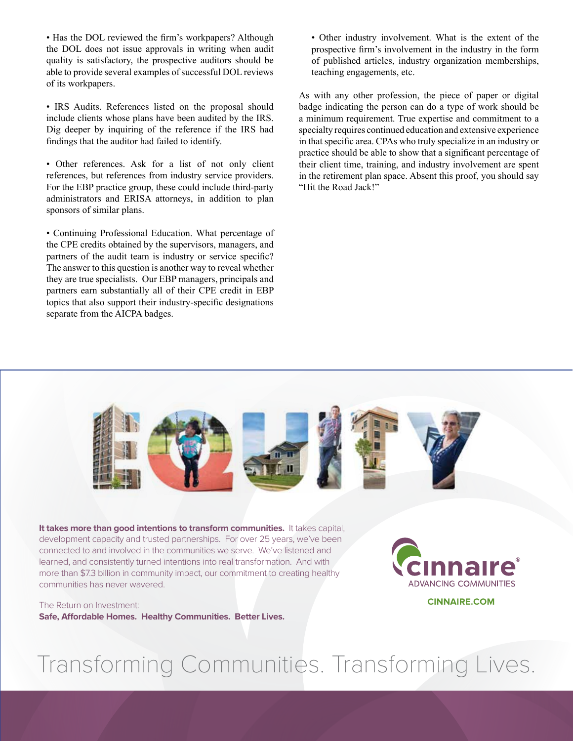• Has the DOL reviewed the firm's workpapers? Although the DOL does not issue approvals in writing when audit quality is satisfactory, the prospective auditors should be able to provide several examples of successful DOL reviews of its workpapers.

• IRS Audits. References listed on the proposal should include clients whose plans have been audited by the IRS. Dig deeper by inquiring of the reference if the IRS had findings that the auditor had failed to identify.

• Other references. Ask for a list of not only client references, but references from industry service providers. For the EBP practice group, these could include third-party administrators and ERISA attorneys, in addition to plan sponsors of similar plans.

• Continuing Professional Education. What percentage of the CPE credits obtained by the supervisors, managers, and partners of the audit team is industry or service specific? The answer to this question is another way to reveal whether they are true specialists. Our EBP managers, principals and partners earn substantially all of their CPE credit in EBP topics that also support their industry-specific designations separate from the AICPA badges.

• Other industry involvement. What is the extent of the prospective firm's involvement in the industry in the form of published articles, industry organization memberships, teaching engagements, etc.

As with any other profession, the piece of paper or digital badge indicating the person can do a type of work should be a minimum requirement. True expertise and commitment to a specialty requires continued education and extensive experience in that specific area. CPAs who truly specialize in an industry or practice should be able to show that a significant percentage of their client time, training, and industry involvement are spent in the retirement plan space. Absent this proof, you should say "Hit the Road Jack!"

EQUITY

**It takes more than good intentions to transform communities.** It takes capital, development capacity and trusted partnerships. For over 25 years, we've been connected to and involved in the communities we serve. We've listened and learned, and consistently turned intentions into real transformation. And with more than $7.3 billion in community impact, our commitment to creating healthy communities has never wavered.

The Return on Investment:
**Safe, Affordable Homes. Healthy Communities. Better Lives.**

cinnaire®
ADVANCING COMMUNITIES

**CINNAIRE.COM**

Transforming Communities. Transforming Lives.